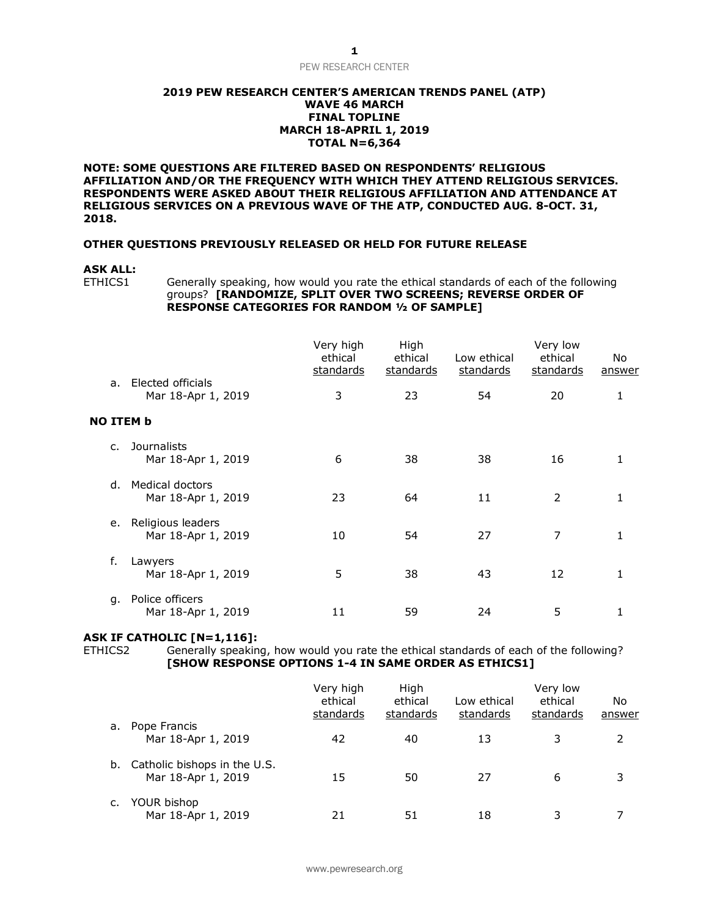**2019 PEW RESEARCH CENTER'S AMERICAN TRENDS PANEL (ATP)**
**WAVE 46 MARCH**
**FINAL TOPLINE**
**MARCH 18-APRIL 1, 2019**
**TOTAL N=6,364**

**NOTE: SOME QUESTIONS ARE FILTERED BASED ON RESPONDENTS' RELIGIOUS AFFILIATION AND/OR THE FREQUENCY WITH WHICH THEY ATTEND RELIGIOUS SERVICES. RESPONDENTS WERE ASKED ABOUT THEIR RELIGIOUS AFFILIATION AND ATTENDANCE AT RELIGIOUS SERVICES ON A PREVIOUS WAVE OF THE ATP, CONDUCTED AUG. 8-OCT. 31, 2018.**

**OTHER QUESTIONS PREVIOUSLY RELEASED OR HELD FOR FUTURE RELEASE**

**ASK ALL:**

ETHICS1 Generally speaking, how would you rate the ethical standards of each of the following groups? **[RANDOMIZE, SPLIT OVER TWO SCREENS; REVERSE ORDER OF RESPONSE CATEGORIES FOR RANDOM ½ OF SAMPLE]**

| | Very high ethical standards | High ethical standards | Low ethical standards | Very low ethical standards | No answer |
|---|---|---|---|---|---|
| a. Elected officials | | | | | |
| Mar 18-Apr 1, 2019 | 3 | 23 | 54 | 20 | 1 |
| **NO ITEM b** | | | | | |
| c. Journalists | | | | | |
| Mar 18-Apr 1, 2019 | 6 | 38 | 38 | 16 | 1 |
| d. Medical doctors | | | | | |
| Mar 18-Apr 1, 2019 | 23 | 64 | 11 | 2 | 1 |
| e. Religious leaders | | | | | |
| Mar 18-Apr 1, 2019 | 10 | 54 | 27 | 7 | 1 |
| f. Lawyers | | | | | |
| Mar 18-Apr 1, 2019 | 5 | 38 | 43 | 12 | 1 |
| g. Police officers | | | | | |
| Mar 18-Apr 1, 2019 | 11 | 59 | 24 | 5 | 1 |

**ASK IF CATHOLIC [N=1,116]:**

ETHICS2 Generally speaking, how would you rate the ethical standards of each of the following? **[SHOW RESPONSE OPTIONS 1-4 IN SAME ORDER AS ETHICS1]**

| | Very high ethical standards | High ethical standards | Low ethical standards | Very low ethical standards | No answer |
|---|---|---|---|---|---|
| a. Pope Francis | | | | | |
| Mar 18-Apr 1, 2019 | 42 | 40 | 13 | 3 | 2 |
| b. Catholic bishops in the U.S. | | | | | |
| Mar 18-Apr 1, 2019 | 15 | 50 | 27 | 6 | 3 |
| c. YOUR bishop | | | | | |
| Mar 18-Apr 1, 2019 | 21 | 51 | 18 | 3 | 7 |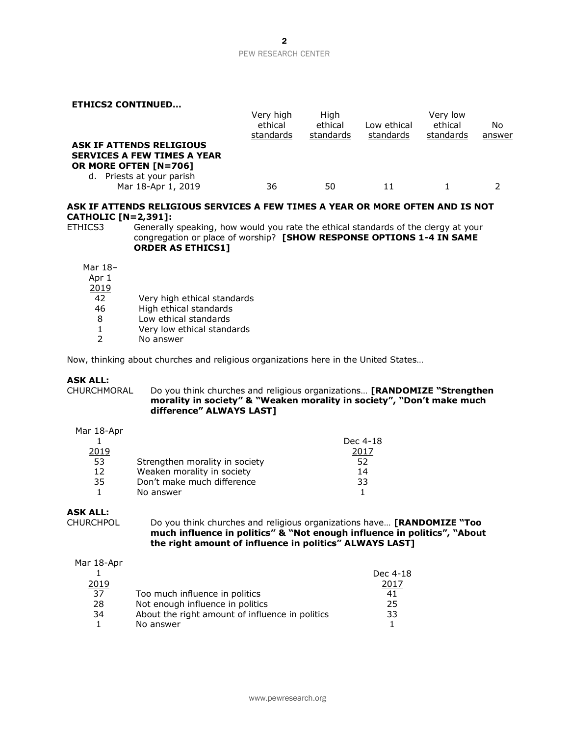**ETHICS2 CONTINUED…**

| | Very high ethical standards | High ethical standards | Low ethical standards | Very low ethical standards | No answer |
|---|---|---|---|---|---|
| **ASK IF ATTENDS RELIGIOUS SERVICES A FEW TIMES A YEAR OR MORE OFTEN [N=706]** | | | | | |
| d. Priests at your parish | | | | | |
| Mar 18-Apr 1, 2019 | 36 | 50 | 11 | 1 | 2 |

**ASK IF ATTENDS RELIGIOUS SERVICES A FEW TIMES A YEAR OR MORE OFTEN AND IS NOT CATHOLIC [N=2,391]:**

ETHICS3 Generally speaking, how would you rate the ethical standards of the clergy at your congregation or place of worship? **[SHOW RESPONSE OPTIONS 1-4 IN SAME ORDER AS ETHICS1]**

| Mar 18–Apr 1 2019 | |
|---|---|
| 42 | Very high ethical standards |
| 46 | High ethical standards |
| 8 | Low ethical standards |
| 1 | Very low ethical standards |
| 2 | No answer |

Now, thinking about churches and religious organizations here in the United States…

**ASK ALL:**

CHURCHMORAL Do you think churches and religious organizations… **[RANDOMIZE "Strengthen morality in society" & "Weaken morality in society", "Don't make much difference" ALWAYS LAST]**

| Mar 18-Apr 1 2019 | | Dec 4-18 2017 |
|---|---|---|
| 53 | Strengthen morality in society | 52 |
| 12 | Weaken morality in society | 14 |
| 35 | Don't make much difference | 33 |
| 1 | No answer | 1 |

**ASK ALL:**

CHURCHPOL Do you think churches and religious organizations have… **[RANDOMIZE "Too much influence in politics" & "Not enough influence in politics", "About the right amount of influence in politics" ALWAYS LAST]**

| Mar 18-Apr 1 2019 | | Dec 4-18 2017 |
|---|---|---|
| 37 | Too much influence in politics | 41 |
| 28 | Not enough influence in politics | 25 |
| 34 | About the right amount of influence in politics | 33 |
| 1 | No answer | 1 |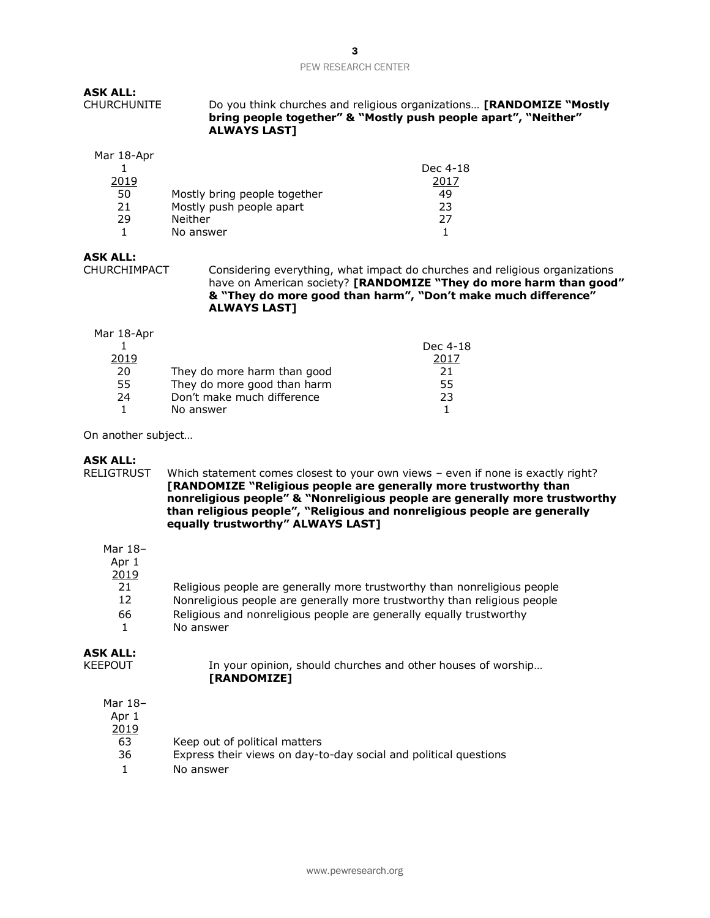**ASK ALL:**
CHURCHUNITE Do you think churches and religious organizations… **[RANDOMIZE "Mostly bring people together" & "Mostly push people apart", "Neither" ALWAYS LAST]**

| Mar 18-Apr 1 2019 | | Dec 4-18 2017 |
|---|---|---|
| 50 | Mostly bring people together | 49 |
| 21 | Mostly push people apart | 23 |
| 29 | Neither | 27 |
| 1 | No answer | 1 |

**ASK ALL:**
CHURCHIMPACT Considering everything, what impact do churches and religious organizations have on American society? **[RANDOMIZE "They do more harm than good" & "They do more good than harm", "Don't make much difference" ALWAYS LAST]**

| Mar 18-Apr 1 2019 | | Dec 4-18 2017 |
|---|---|---|
| 20 | They do more harm than good | 21 |
| 55 | They do more good than harm | 55 |
| 24 | Don't make much difference | 23 |
| 1 | No answer | 1 |

On another subject…

**ASK ALL:**
RELIGTRUST Which statement comes closest to your own views – even if none is exactly right? **[RANDOMIZE "Religious people are generally more trustworthy than nonreligious people" & "Nonreligious people are generally more trustworthy than religious people", "Religious and nonreligious people are generally equally trustworthy" ALWAYS LAST]**

| Mar 18–Apr 1 2019 | |
|---|---|
| 21 | Religious people are generally more trustworthy than nonreligious people |
| 12 | Nonreligious people are generally more trustworthy than religious people |
| 66 | Religious and nonreligious people are generally equally trustworthy |
| 1 | No answer |

**ASK ALL:**
KEEPOUT In your opinion, should churches and other houses of worship… **[RANDOMIZE]**

| Mar 18–Apr 1 2019 | |
|---|---|
| 63 | Keep out of political matters |
| 36 | Express their views on day-to-day social and political questions |
| 1 | No answer |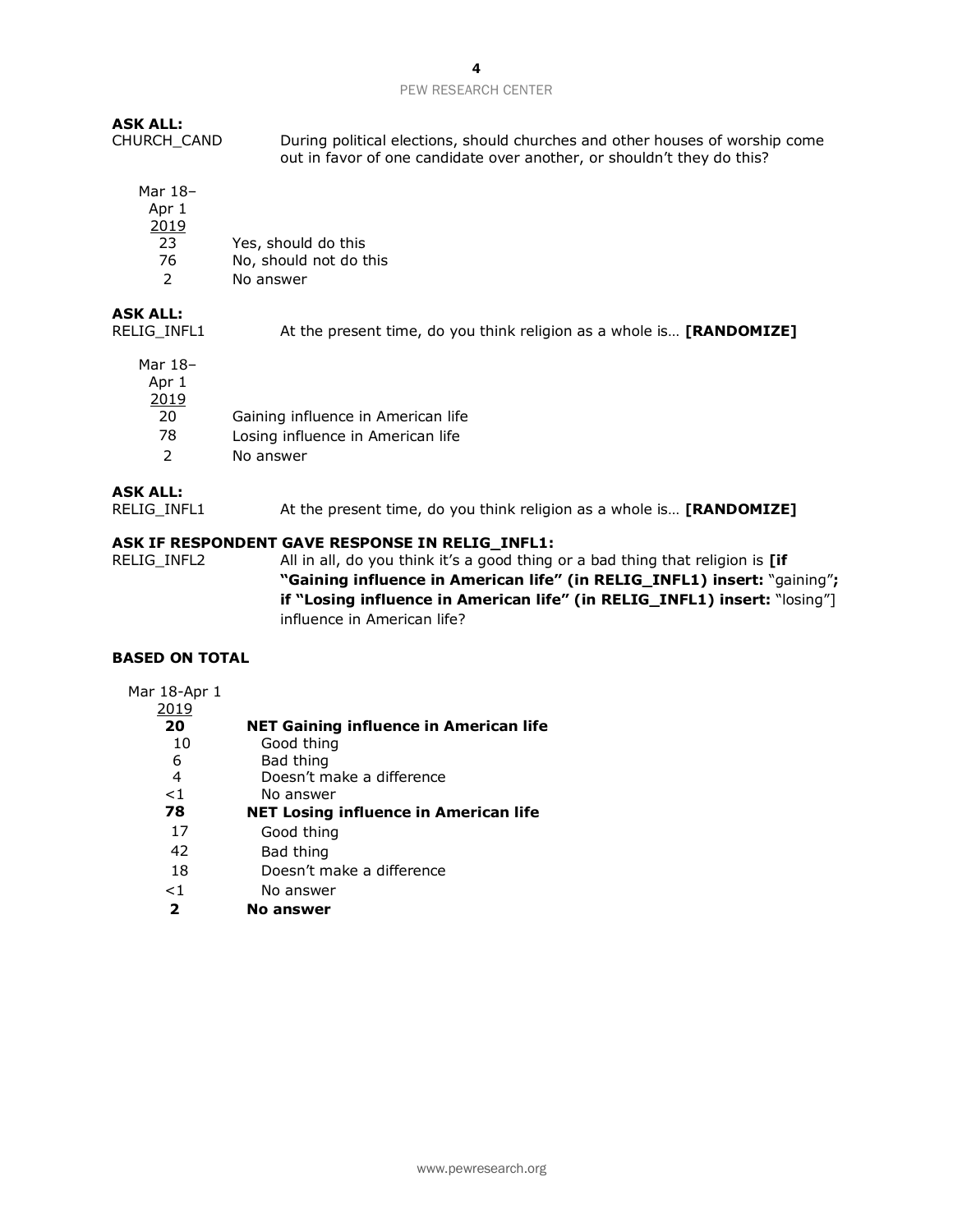**ASK ALL:**

CHURCH_CAND During political elections, should churches and other houses of worship come out in favor of one candidate over another, or shouldn't they do this?

| Mar 18–Apr 1 2019 | |
|---|---|
| 23 | Yes, should do this |
| 76 | No, should not do this |
| 2 | No answer |

**ASK ALL:**

RELIG_INFL1 At the present time, do you think religion as a whole is… **[RANDOMIZE]**

| Mar 18–Apr 1 2019 | |
|---|---|
| 20 | Gaining influence in American life |
| 78 | Losing influence in American life |
| 2 | No answer |

**ASK ALL:**

RELIG_INFL1 At the present time, do you think religion as a whole is… **[RANDOMIZE]**

**ASK IF RESPONDENT GAVE RESPONSE IN RELIG_INFL1:**

RELIG_INFL2 All in all, do you think it's a good thing or a bad thing that religion is **[if "Gaining influence in American life" (in RELIG_INFL1) insert:** "gaining"**; if "Losing influence in American life" (in RELIG_INFL1) insert:** "losing"] influence in American life?

**BASED ON TOTAL**

| Mar 18-Apr 1 2019 | |
|---|---|
| **20** | **NET Gaining influence in American life** |
| 10 | Good thing |
| 6 | Bad thing |
| 4 | Doesn't make a difference |
| <1 | No answer |
| **78** | **NET Losing influence in American life** |
| 17 | Good thing |
| 42 | Bad thing |
| 18 | Doesn't make a difference |
| <1 | No answer |
| **2** | **No answer** |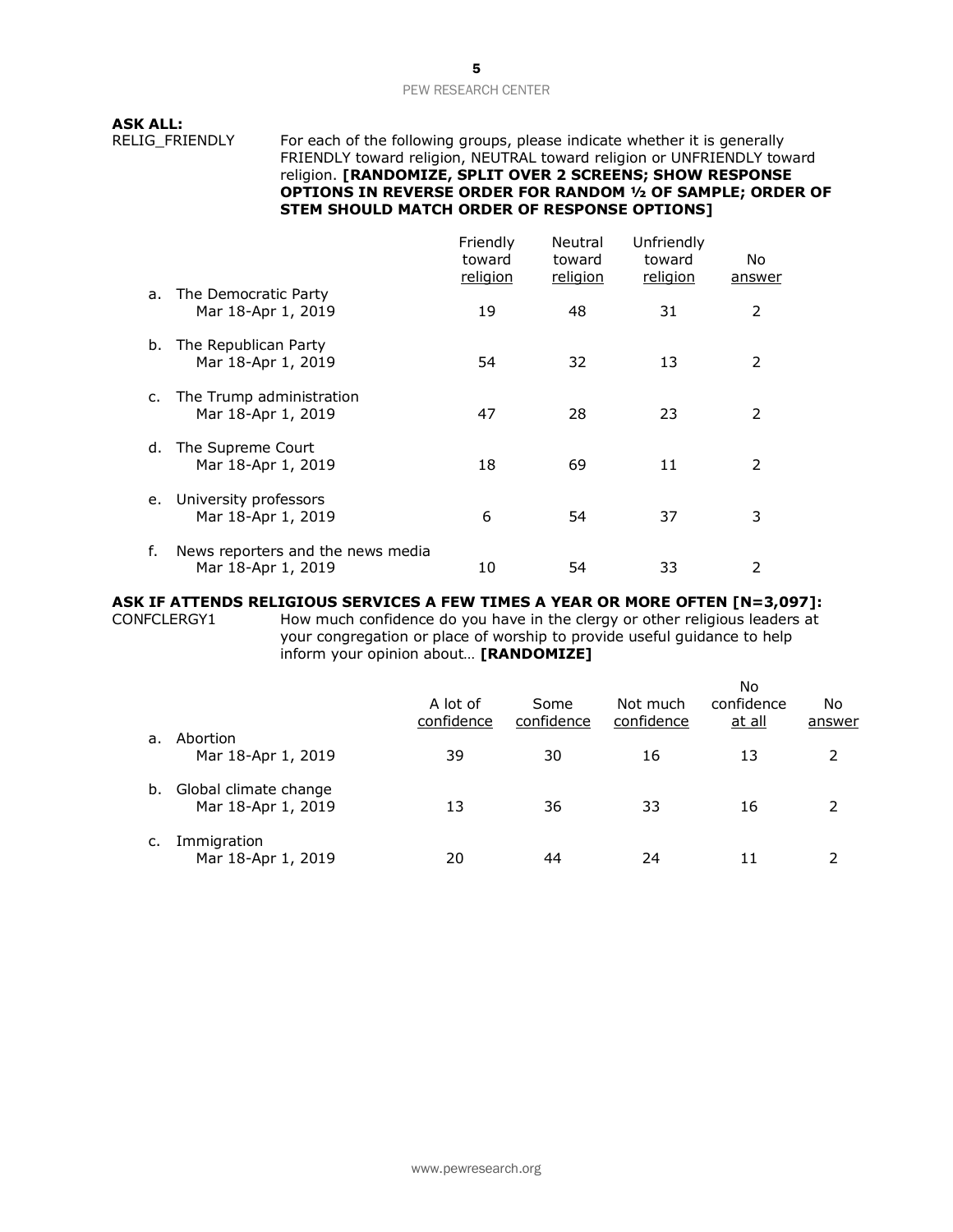**ASK ALL:**

RELIG_FRIENDLY For each of the following groups, please indicate whether it is generally FRIENDLY toward religion, NEUTRAL toward religion or UNFRIENDLY toward religion. **[RANDOMIZE, SPLIT OVER 2 SCREENS; SHOW RESPONSE OPTIONS IN REVERSE ORDER FOR RANDOM ½ OF SAMPLE; ORDER OF STEM SHOULD MATCH ORDER OF RESPONSE OPTIONS]**

| | Friendly toward religion | Neutral toward religion | Unfriendly toward religion | No answer |
|---|---|---|---|---|
| a. The Democratic Party | | | | |
| Mar 18-Apr 1, 2019 | 19 | 48 | 31 | 2 |
| b. The Republican Party | | | | |
| Mar 18-Apr 1, 2019 | 54 | 32 | 13 | 2 |
| c. The Trump administration | | | | |
| Mar 18-Apr 1, 2019 | 47 | 28 | 23 | 2 |
| d. The Supreme Court | | | | |
| Mar 18-Apr 1, 2019 | 18 | 69 | 11 | 2 |
| e. University professors | | | | |
| Mar 18-Apr 1, 2019 | 6 | 54 | 37 | 3 |
| f. News reporters and the news media | | | | |
| Mar 18-Apr 1, 2019 | 10 | 54 | 33 | 2 |

**ASK IF ATTENDS RELIGIOUS SERVICES A FEW TIMES A YEAR OR MORE OFTEN [N=3,097]:**

CONFCLERGY1 How much confidence do you have in the clergy or other religious leaders at your congregation or place of worship to provide useful guidance to help inform your opinion about… **[RANDOMIZE]**

| | A lot of confidence | Some confidence | Not much confidence | No confidence at all | No answer |
|---|---|---|---|---|---|
| a. Abortion | | | | | |
| Mar 18-Apr 1, 2019 | 39 | 30 | 16 | 13 | 2 |
| b. Global climate change | | | | | |
| Mar 18-Apr 1, 2019 | 13 | 36 | 33 | 16 | 2 |
| c. Immigration | | | | | |
| Mar 18-Apr 1, 2019 | 20 | 44 | 24 | 11 | 2 |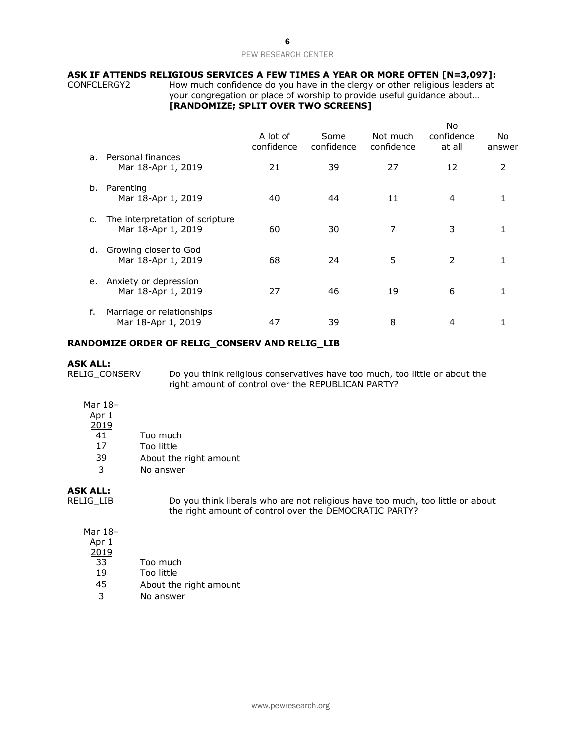**ASK IF ATTENDS RELIGIOUS SERVICES A FEW TIMES A YEAR OR MORE OFTEN [N=3,097]:**

CONFCLERGY2 How much confidence do you have in the clergy or other religious leaders at your congregation or place of worship to provide useful guidance about… **[RANDOMIZE; SPLIT OVER TWO SCREENS]**

| | A lot of confidence | Some confidence | Not much confidence | No confidence at all | No answer |
|---|---|---|---|---|---|
| a. Personal finances | | | | | |
| Mar 18-Apr 1, 2019 | 21 | 39 | 27 | 12 | 2 |
| b. Parenting | | | | | |
| Mar 18-Apr 1, 2019 | 40 | 44 | 11 | 4 | 1 |
| c. The interpretation of scripture | | | | | |
| Mar 18-Apr 1, 2019 | 60 | 30 | 7 | 3 | 1 |
| d. Growing closer to God | | | | | |
| Mar 18-Apr 1, 2019 | 68 | 24 | 5 | 2 | 1 |
| e. Anxiety or depression | | | | | |
| Mar 18-Apr 1, 2019 | 27 | 46 | 19 | 6 | 1 |
| f. Marriage or relationships | | | | | |
| Mar 18-Apr 1, 2019 | 47 | 39 | 8 | 4 | 1 |

**RANDOMIZE ORDER OF RELIG_CONSERV AND RELIG_LIB**

**ASK ALL:**

RELIG_CONSERV Do you think religious conservatives have too much, too little or about the right amount of control over the REPUBLICAN PARTY?

| Mar 18–Apr 1 2019 | |
|---|---|
| 41 | Too much |
| 17 | Too little |
| 39 | About the right amount |
| 3 | No answer |

**ASK ALL:**

RELIG_LIB Do you think liberals who are not religious have too much, too little or about the right amount of control over the DEMOCRATIC PARTY?

| Mar 18–Apr 1 2019 | |
|---|---|
| 33 | Too much |
| 19 | Too little |
| 45 | About the right amount |
| 3 | No answer |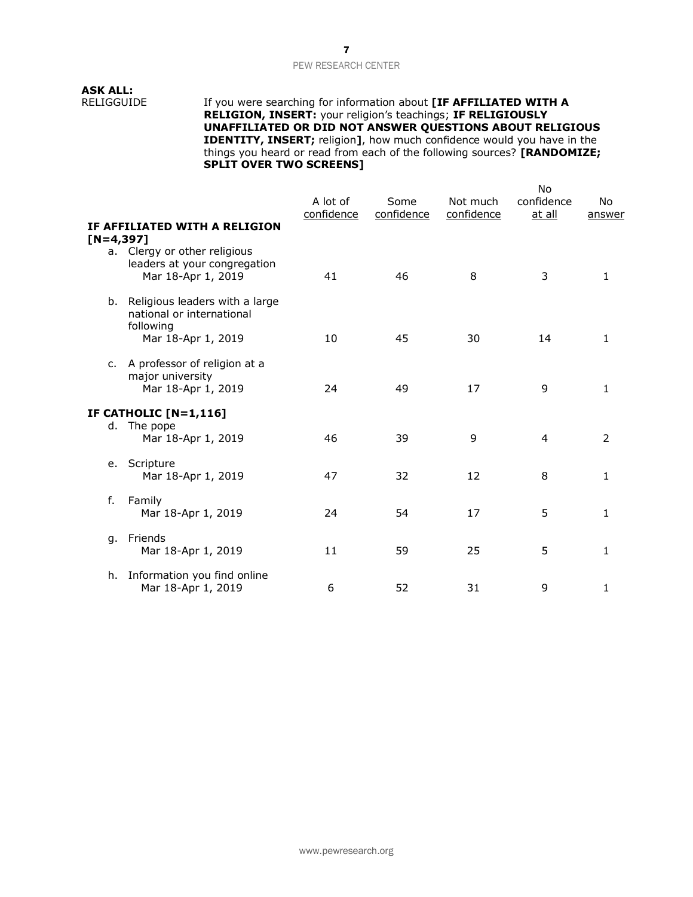**ASK ALL:**

RELIGGUIDE If you were searching for information about **[IF AFFILIATED WITH A RELIGION, INSERT:** your religion's teachings; **IF RELIGIOUSLY UNAFFILIATED OR DID NOT ANSWER QUESTIONS ABOUT RELIGIOUS IDENTITY, INSERT;** religion**]**, how much confidence would you have in the things you heard or read from each of the following sources? **[RANDOMIZE; SPLIT OVER TWO SCREENS]**

| | A lot of confidence | Some confidence | Not much confidence | No confidence at all | No answer |
|---|---|---|---|---|---|
| **IF AFFILIATED WITH A RELIGION [N=4,397]** | | | | | |
| a. Clergy or other religious leaders at your congregation | | | | | |
| Mar 18-Apr 1, 2019 | 41 | 46 | 8 | 3 | 1 |
| b. Religious leaders with a large national or international following | | | | | |
| Mar 18-Apr 1, 2019 | 10 | 45 | 30 | 14 | 1 |
| c. A professor of religion at a major university | | | | | |
| Mar 18-Apr 1, 2019 | 24 | 49 | 17 | 9 | 1 |
| **IF CATHOLIC [N=1,116]** | | | | | |
| d. The pope | | | | | |
| Mar 18-Apr 1, 2019 | 46 | 39 | 9 | 4 | 2 |
| e. Scripture | | | | | |
| Mar 18-Apr 1, 2019 | 47 | 32 | 12 | 8 | 1 |
| f. Family | | | | | |
| Mar 18-Apr 1, 2019 | 24 | 54 | 17 | 5 | 1 |
| g. Friends | | | | | |
| Mar 18-Apr 1, 2019 | 11 | 59 | 25 | 5 | 1 |
| h. Information you find online | | | | | |
| Mar 18-Apr 1, 2019 | 6 | 52 | 31 | 9 | 1 |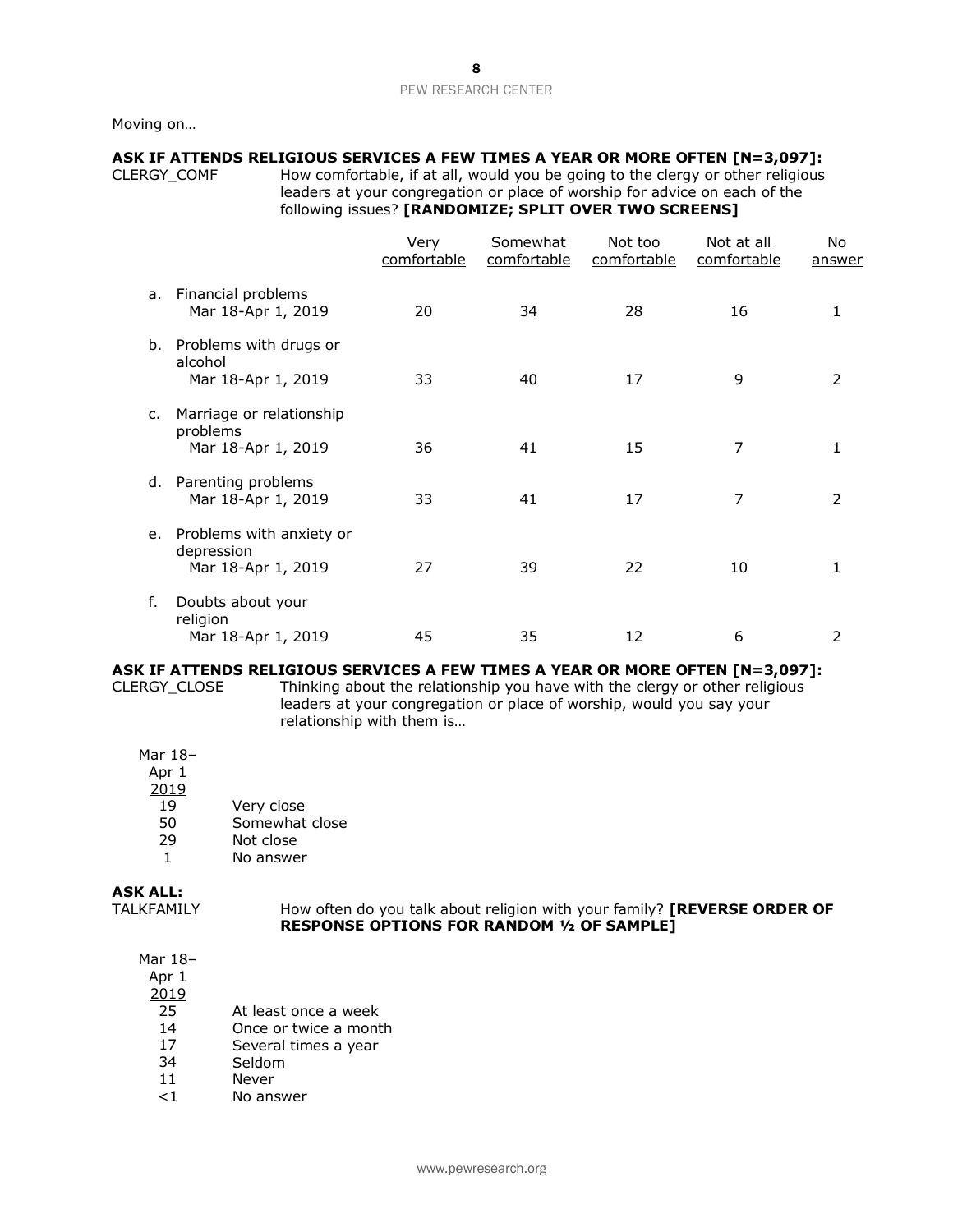Moving on…

**ASK IF ATTENDS RELIGIOUS SERVICES A FEW TIMES A YEAR OR MORE OFTEN [N=3,097]:**

CLERGY_COMF How comfortable, if at all, would you be going to the clergy or other religious leaders at your congregation or place of worship for advice on each of the following issues? **[RANDOMIZE; SPLIT OVER TWO SCREENS]**

| | Very comfortable | Somewhat comfortable | Not too comfortable | Not at all comfortable | No answer |
|---|---|---|---|---|---|
| a. Financial problems | | | | | |
| Mar 18-Apr 1, 2019 | 20 | 34 | 28 | 16 | 1 |
| b. Problems with drugs or alcohol | | | | | |
| Mar 18-Apr 1, 2019 | 33 | 40 | 17 | 9 | 2 |
| c. Marriage or relationship problems | | | | | |
| Mar 18-Apr 1, 2019 | 36 | 41 | 15 | 7 | 1 |
| d. Parenting problems | | | | | |
| Mar 18-Apr 1, 2019 | 33 | 41 | 17 | 7 | 2 |
| e. Problems with anxiety or depression | | | | | |
| Mar 18-Apr 1, 2019 | 27 | 39 | 22 | 10 | 1 |
| f. Doubts about your religion | | | | | |
| Mar 18-Apr 1, 2019 | 45 | 35 | 12 | 6 | 2 |

**ASK IF ATTENDS RELIGIOUS SERVICES A FEW TIMES A YEAR OR MORE OFTEN [N=3,097]:**

CLERGY_CLOSE Thinking about the relationship you have with the clergy or other religious leaders at your congregation or place of worship, would you say your relationship with them is…

| Mar 18–Apr 1 2019 | |
|---|---|
| 19 | Very close |
| 50 | Somewhat close |
| 29 | Not close |
| 1 | No answer |

**ASK ALL:**

TALKFAMILY How often do you talk about religion with your family? **[REVERSE ORDER OF RESPONSE OPTIONS FOR RANDOM ½ OF SAMPLE]**

| Mar 18–Apr 1 2019 | |
|---|---|
| 25 | At least once a week |
| 14 | Once or twice a month |
| 17 | Several times a year |
| 34 | Seldom |
| 11 | Never |
| <1 | No answer |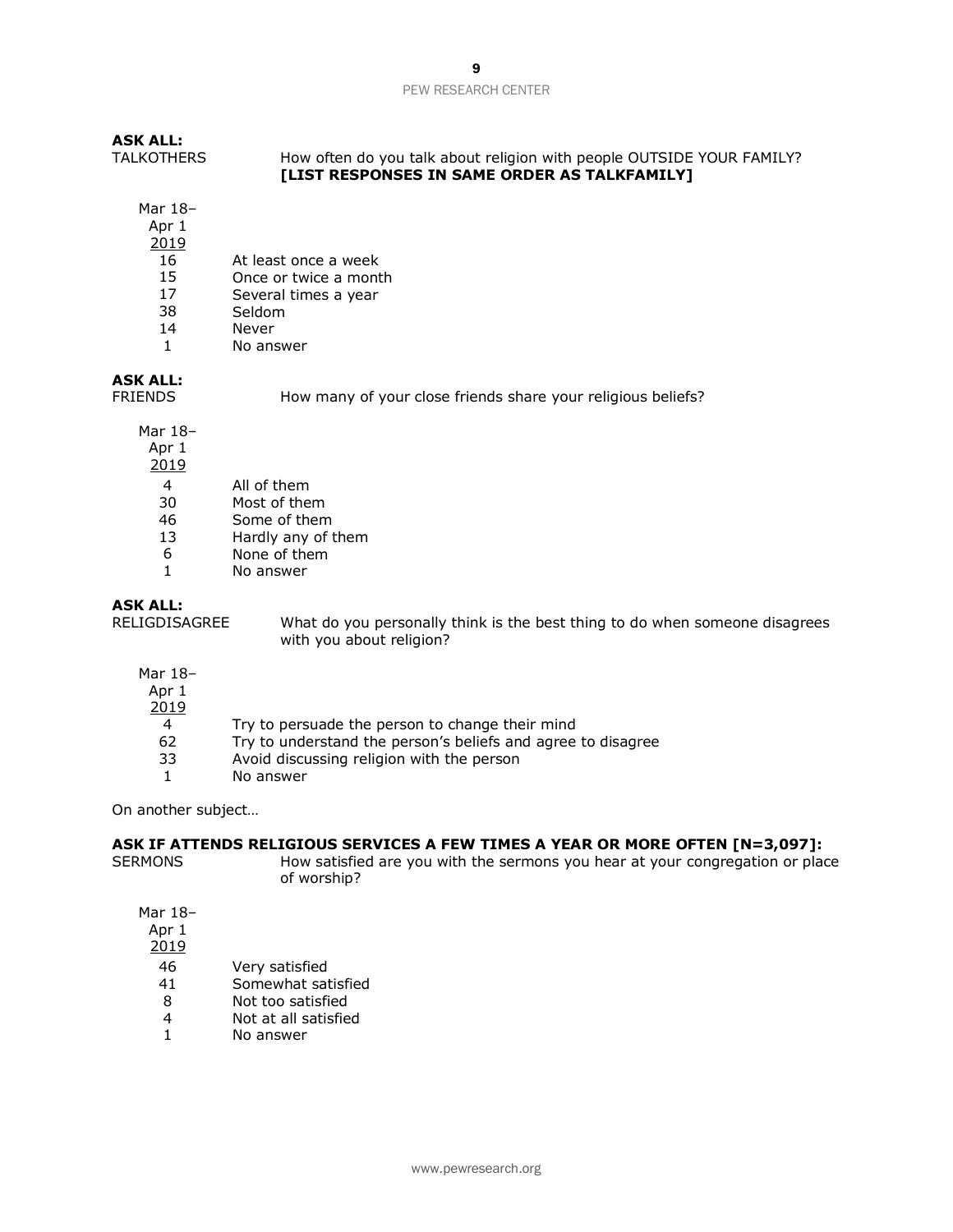**ASK ALL:**

TALKOTHERS How often do you talk about religion with people OUTSIDE YOUR FAMILY? **[LIST RESPONSES IN SAME ORDER AS TALKFAMILY]**

| Mar 18–Apr 1 2019 | |
|---|---|
| 16 | At least once a week |
| 15 | Once or twice a month |
| 17 | Several times a year |
| 38 | Seldom |
| 14 | Never |
| 1 | No answer |

**ASK ALL:**

FRIENDS How many of your close friends share your religious beliefs?

| Mar 18–Apr 1 2019 | |
|---|---|
| 4 | All of them |
| 30 | Most of them |
| 46 | Some of them |
| 13 | Hardly any of them |
| 6 | None of them |
| 1 | No answer |

**ASK ALL:**

RELIGDISAGREE What do you personally think is the best thing to do when someone disagrees with you about religion?

| Mar 18–Apr 1 2019 | |
|---|---|
| 4 | Try to persuade the person to change their mind |
| 62 | Try to understand the person's beliefs and agree to disagree |
| 33 | Avoid discussing religion with the person |
| 1 | No answer |

On another subject…

**ASK IF ATTENDS RELIGIOUS SERVICES A FEW TIMES A YEAR OR MORE OFTEN [N=3,097]:**

SERMONS How satisfied are you with the sermons you hear at your congregation or place of worship?

| Mar 18–Apr 1 2019 | |
|---|---|
| 46 | Very satisfied |
| 41 | Somewhat satisfied |
| 8 | Not too satisfied |
| 4 | Not at all satisfied |
| 1 | No answer |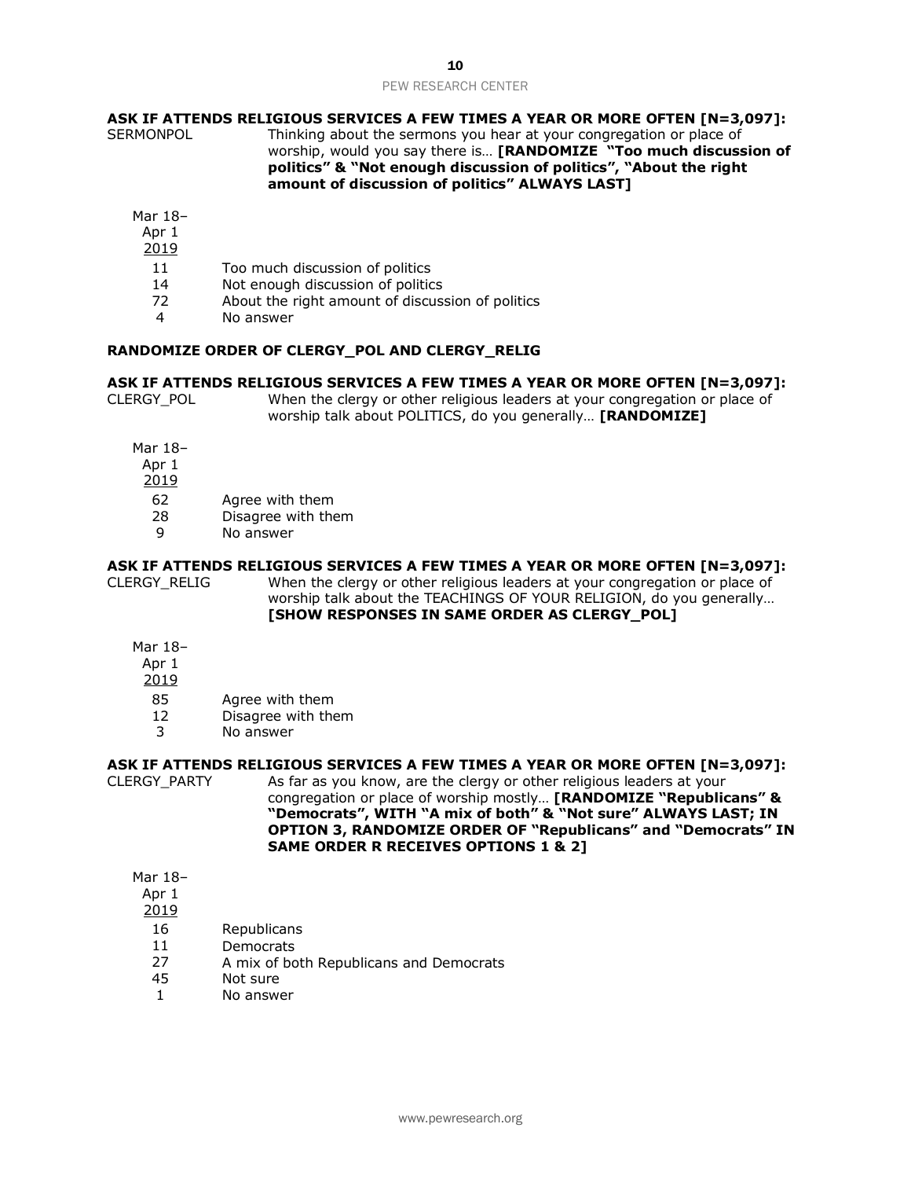**ASK IF ATTENDS RELIGIOUS SERVICES A FEW TIMES A YEAR OR MORE OFTEN [N=3,097]:**

SERMONPOL Thinking about the sermons you hear at your congregation or place of worship, would you say there is… **[RANDOMIZE "Too much discussion of politics" & "Not enough discussion of politics", "About the right amount of discussion of politics" ALWAYS LAST]**

| Mar 18–Apr 1 2019 | |
|---|---|
| 11 | Too much discussion of politics |
| 14 | Not enough discussion of politics |
| 72 | About the right amount of discussion of politics |
| 4 | No answer |

**RANDOMIZE ORDER OF CLERGY_POL AND CLERGY_RELIG**

**ASK IF ATTENDS RELIGIOUS SERVICES A FEW TIMES A YEAR OR MORE OFTEN [N=3,097]:**

CLERGY_POL When the clergy or other religious leaders at your congregation or place of worship talk about POLITICS, do you generally… **[RANDOMIZE]**

| Mar 18–Apr 1 2019 | |
|---|---|
| 62 | Agree with them |
| 28 | Disagree with them |
| 9 | No answer |

**ASK IF ATTENDS RELIGIOUS SERVICES A FEW TIMES A YEAR OR MORE OFTEN [N=3,097]:**

CLERGY_RELIG When the clergy or other religious leaders at your congregation or place of worship talk about the TEACHINGS OF YOUR RELIGION, do you generally… **[SHOW RESPONSES IN SAME ORDER AS CLERGY_POL]**

| Mar 18–Apr 1 2019 | |
|---|---|
| 85 | Agree with them |
| 12 | Disagree with them |
| 3 | No answer |

**ASK IF ATTENDS RELIGIOUS SERVICES A FEW TIMES A YEAR OR MORE OFTEN [N=3,097]:**

CLERGY_PARTY As far as you know, are the clergy or other religious leaders at your congregation or place of worship mostly… **[RANDOMIZE "Republicans" & "Democrats", WITH "A mix of both" & "Not sure" ALWAYS LAST; IN OPTION 3, RANDOMIZE ORDER OF "Republicans" and "Democrats" IN SAME ORDER R RECEIVES OPTIONS 1 & 2]**

| Mar 18–Apr 1 2019 | |
|---|---|
| 16 | Republicans |
| 11 | Democrats |
| 27 | A mix of both Republicans and Democrats |
| 45 | Not sure |
| 1 | No answer |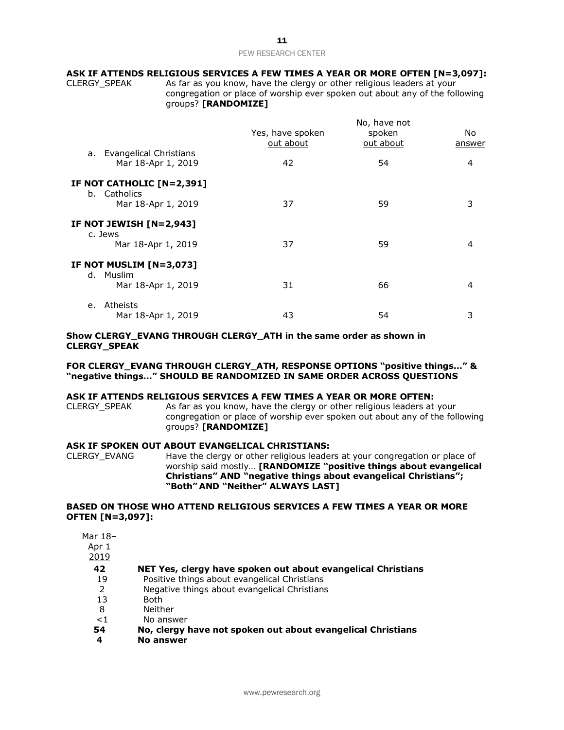**ASK IF ATTENDS RELIGIOUS SERVICES A FEW TIMES A YEAR OR MORE OFTEN [N=3,097]:**

CLERGY_SPEAK As far as you know, have the clergy or other religious leaders at your congregation or place of worship ever spoken out about any of the following groups? **[RANDOMIZE]**

| | Yes, have spoken out about | No, have not spoken out about | No answer |
|---|---|---|---|
| a. Evangelical Christians | | | |
| Mar 18-Apr 1, 2019 | 42 | 54 | 4 |
| **IF NOT CATHOLIC [N=2,391]** | | | |
| b. Catholics | | | |
| Mar 18-Apr 1, 2019 | 37 | 59 | 3 |
| **IF NOT JEWISH [N=2,943]** | | | |
| c. Jews | | | |
| Mar 18-Apr 1, 2019 | 37 | 59 | 4 |
| **IF NOT MUSLIM [N=3,073]** | | | |
| d. Muslim | | | |
| Mar 18-Apr 1, 2019 | 31 | 66 | 4 |
| e. Atheists | | | |
| Mar 18-Apr 1, 2019 | 43 | 54 | 3 |

**Show CLERGY_EVANG THROUGH CLERGY_ATH in the same order as shown in CLERGY_SPEAK**

**FOR CLERGY_EVANG THROUGH CLERGY_ATH, RESPONSE OPTIONS "positive things…" & "negative things…" SHOULD BE RANDOMIZED IN SAME ORDER ACROSS QUESTIONS**

**ASK IF ATTENDS RELIGIOUS SERVICES A FEW TIMES A YEAR OR MORE OFTEN:**

CLERGY_SPEAK As far as you know, have the clergy or other religious leaders at your congregation or place of worship ever spoken out about any of the following groups? **[RANDOMIZE]**

**ASK IF SPOKEN OUT ABOUT EVANGELICAL CHRISTIANS:**

CLERGY_EVANG Have the clergy or other religious leaders at your congregation or place of worship said mostly… **[RANDOMIZE "positive things about evangelical Christians" AND "negative things about evangelical Christians"; "Both" AND "Neither" ALWAYS LAST]**

**BASED ON THOSE WHO ATTEND RELIGIOUS SERVICES A FEW TIMES A YEAR OR MORE OFTEN [N=3,097]:**

| Mar 18–Apr 1 2019 | |
|---|---|
| **42** | **NET Yes, clergy have spoken out about evangelical Christians** |
| 19 | Positive things about evangelical Christians |
| 2 | Negative things about evangelical Christians |
| 13 | Both |
| 8 | Neither |
| <1 | No answer |
| **54** | **No, clergy have not spoken out about evangelical Christians** |
| **4** | **No answer** |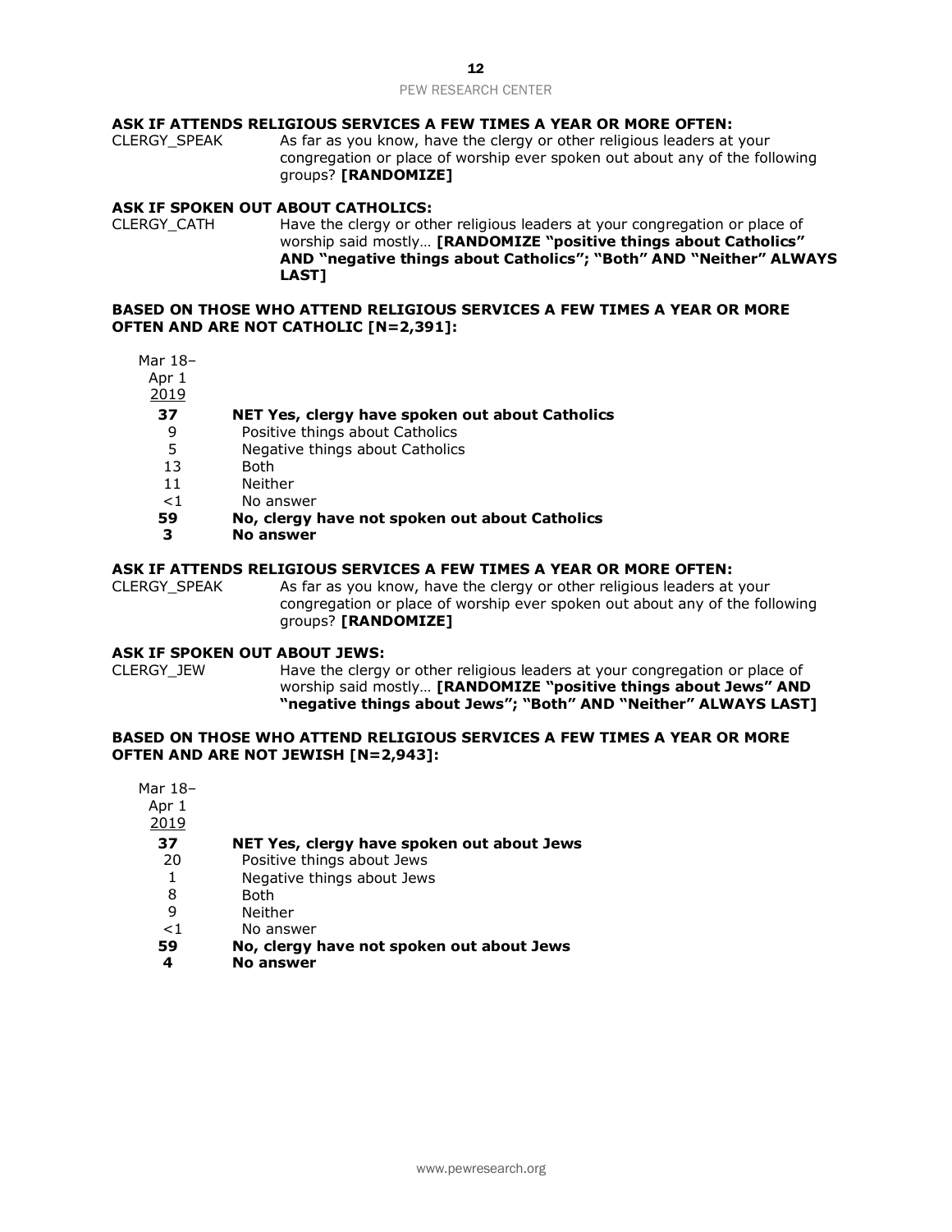**ASK IF ATTENDS RELIGIOUS SERVICES A FEW TIMES A YEAR OR MORE OFTEN:**

CLERGY_SPEAK As far as you know, have the clergy or other religious leaders at your congregation or place of worship ever spoken out about any of the following groups? **[RANDOMIZE]**

**ASK IF SPOKEN OUT ABOUT CATHOLICS:**

CLERGY_CATH Have the clergy or other religious leaders at your congregation or place of worship said mostly… **[RANDOMIZE "positive things about Catholics" AND "negative things about Catholics"; "Both" AND "Neither" ALWAYS LAST]**

**BASED ON THOSE WHO ATTEND RELIGIOUS SERVICES A FEW TIMES A YEAR OR MORE OFTEN AND ARE NOT CATHOLIC [N=2,391]:**

| Mar 18–Apr 1 2019 | |
|---|---|
| **37** | **NET Yes, clergy have spoken out about Catholics** |
| 9 | Positive things about Catholics |
| 5 | Negative things about Catholics |
| 13 | Both |
| 11 | Neither |
| <1 | No answer |
| **59** | **No, clergy have not spoken out about Catholics** |
| **3** | **No answer** |

**ASK IF ATTENDS RELIGIOUS SERVICES A FEW TIMES A YEAR OR MORE OFTEN:**

CLERGY_SPEAK As far as you know, have the clergy or other religious leaders at your congregation or place of worship ever spoken out about any of the following groups? **[RANDOMIZE]**

**ASK IF SPOKEN OUT ABOUT JEWS:**

CLERGY_JEW Have the clergy or other religious leaders at your congregation or place of worship said mostly… **[RANDOMIZE "positive things about Jews" AND "negative things about Jews"; "Both" AND "Neither" ALWAYS LAST]**

**BASED ON THOSE WHO ATTEND RELIGIOUS SERVICES A FEW TIMES A YEAR OR MORE OFTEN AND ARE NOT JEWISH [N=2,943]:**

| Mar 18–Apr 1 2019 | |
|---|---|
| **37** | **NET Yes, clergy have spoken out about Jews** |
| 20 | Positive things about Jews |
| 1 | Negative things about Jews |
| 8 | Both |
| 9 | Neither |
| <1 | No answer |
| **59** | **No, clergy have not spoken out about Jews** |
| **4** | **No answer** |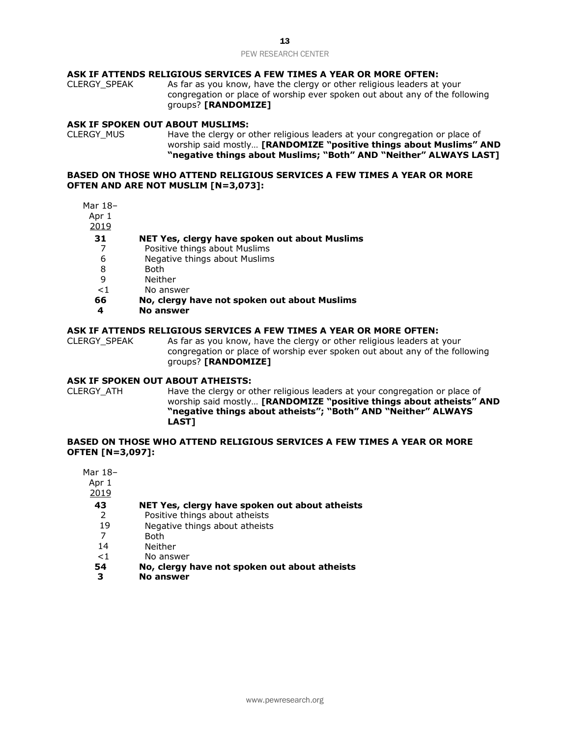**ASK IF ATTENDS RELIGIOUS SERVICES A FEW TIMES A YEAR OR MORE OFTEN:**

CLERGY_SPEAK As far as you know, have the clergy or other religious leaders at your congregation or place of worship ever spoken out about any of the following groups? **[RANDOMIZE]**

**ASK IF SPOKEN OUT ABOUT MUSLIMS:**

CLERGY_MUS Have the clergy or other religious leaders at your congregation or place of worship said mostly… **[RANDOMIZE "positive things about Muslims" AND "negative things about Muslims; "Both" AND "Neither" ALWAYS LAST]**

**BASED ON THOSE WHO ATTEND RELIGIOUS SERVICES A FEW TIMES A YEAR OR MORE OFTEN AND ARE NOT MUSLIM [N=3,073]:**

| Mar 18–Apr 1 2019 | |
|---|---|
| **31** | **NET Yes, clergy have spoken out about Muslims** |
| 7 | Positive things about Muslims |
| 6 | Negative things about Muslims |
| 8 | Both |
| 9 | Neither |
| <1 | No answer |
| **66** | **No, clergy have not spoken out about Muslims** |
| **4** | **No answer** |

**ASK IF ATTENDS RELIGIOUS SERVICES A FEW TIMES A YEAR OR MORE OFTEN:**

CLERGY_SPEAK As far as you know, have the clergy or other religious leaders at your congregation or place of worship ever spoken out about any of the following groups? **[RANDOMIZE]**

**ASK IF SPOKEN OUT ABOUT ATHEISTS:**

CLERGY_ATH Have the clergy or other religious leaders at your congregation or place of worship said mostly… **[RANDOMIZE "positive things about atheists" AND "negative things about atheists"; "Both" AND "Neither" ALWAYS LAST]**

**BASED ON THOSE WHO ATTEND RELIGIOUS SERVICES A FEW TIMES A YEAR OR MORE OFTEN [N=3,097]:**

| Mar 18–Apr 1 2019 | |
|---|---|
| **43** | **NET Yes, clergy have spoken out about atheists** |
| 2 | Positive things about atheists |
| 19 | Negative things about atheists |
| 7 | Both |
| 14 | Neither |
| <1 | No answer |
| **54** | **No, clergy have not spoken out about atheists** |
| **3** | **No answer** |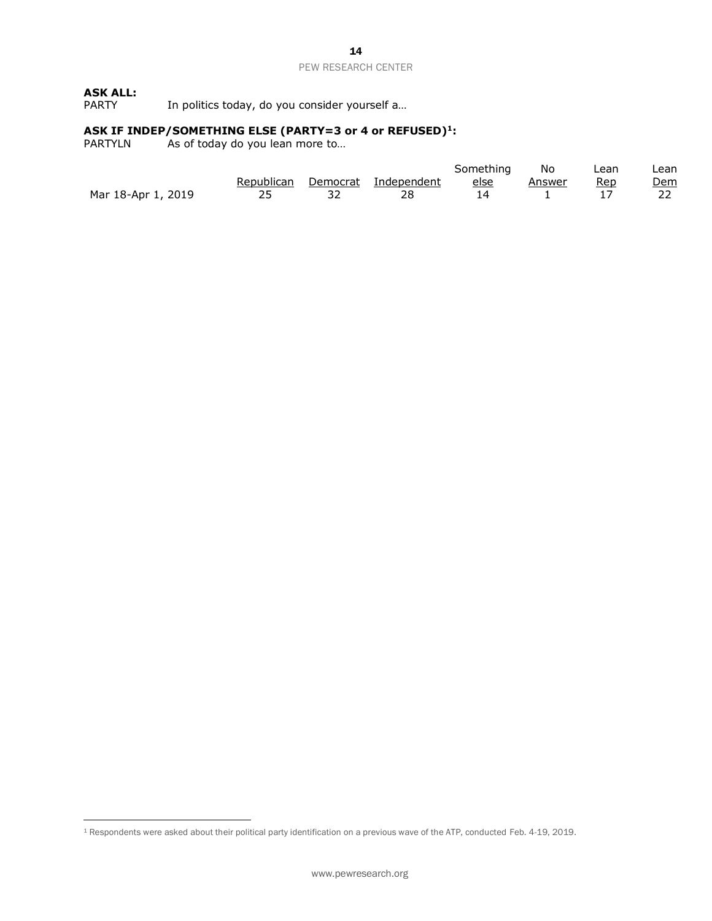**ASK ALL:**

PARTY In politics today, do you consider yourself a…

**ASK IF INDEP/SOMETHING ELSE (PARTY=3 or 4 or REFUSED)[1]:**

PARTYLN As of today do you lean more to…

| | Republican | Democrat | Independent | Something else | No Answer | Lean Rep | Lean Dem |
|---|---|---|---|---|---|---|---|
| Mar 18-Apr 1, 2019 | 25 | 32 | 28 | 14 | 1 | 17 | 22 |

[1] Respondents were asked about their political party identification on a previous wave of the ATP, conducted Feb. 4-19, 2019.